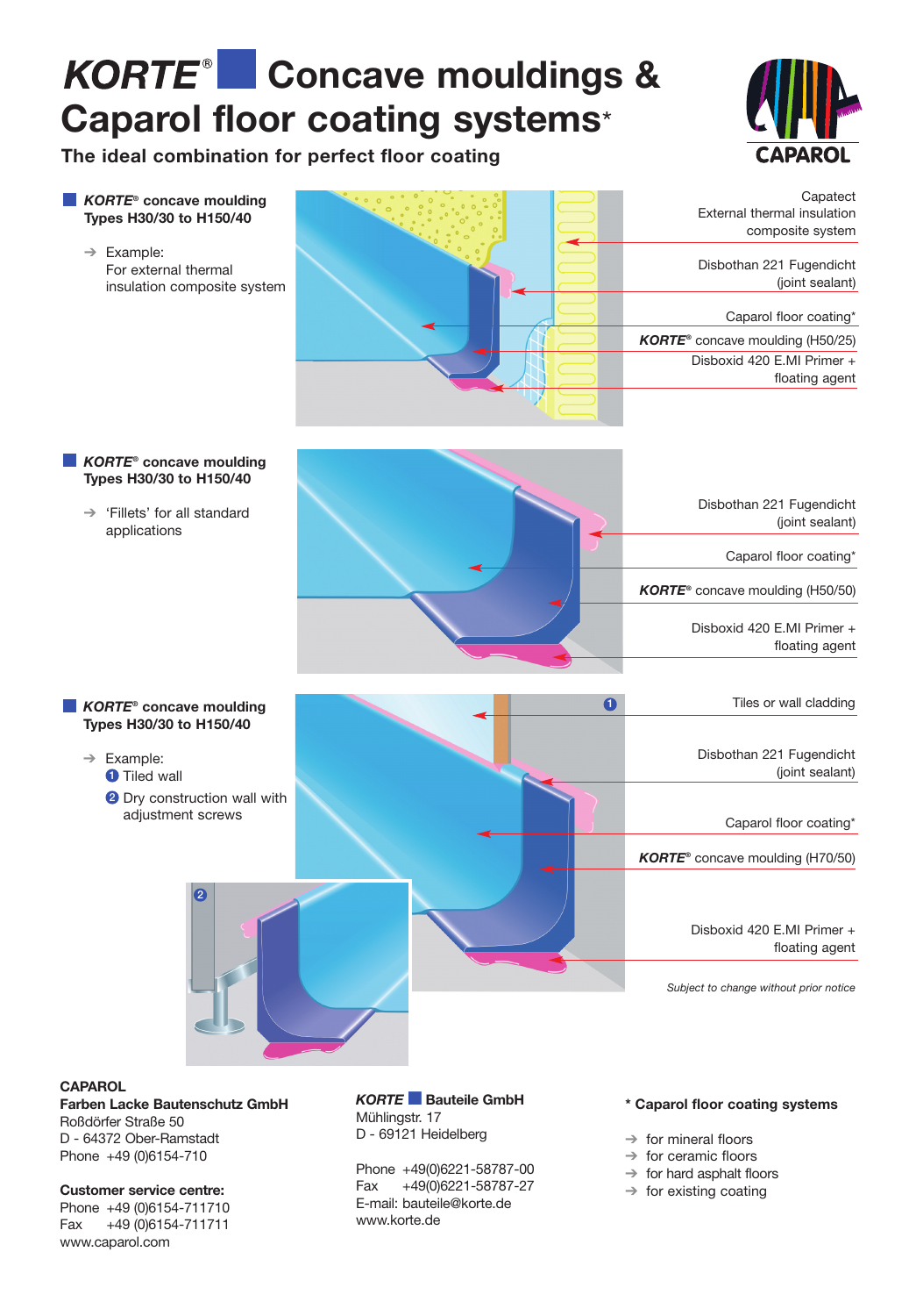# KORTE® Concave mouldings & Caparol floor coating systems*

**The ideal combination for perfect floor coating**

CAPAROL

## *KORTE*® concave moulding Types H30/30 to H150/40

→ Example:
For external thermal insulation composite system

Capatect External thermal insulation composite system

Disbothan 221 Fugendicht (joint sealant)

Caparol floor coating*

*KORTE*® concave moulding (H50/25)

Disboxid 420 E.MI Primer + floating agent

## *KORTE*® concave moulding Types H30/30 to H150/40

→ 'Fillets' for all standard applications

Disbothan 221 Fugendicht (joint sealant)

Caparol floor coating*

*KORTE*® concave moulding (H50/50)

Disboxid 420 E.MI Primer + floating agent

## *KORTE*® concave moulding Types H30/30 to H150/40

→ Example:
1. Tiled wall
2. Dry construction wall with adjustment screws

1 Tiles or wall cladding

Disbothan 221 Fugendicht (joint sealant)

Caparol floor coating*

*KORTE*® concave moulding (H70/50)

Disboxid 420 E.MI Primer + floating agent

2

*Subject to change without prior notice*

**CAPAROL**
**Farben Lacke Bautenschutz GmbH**
Roßdörfer Straße 50
D - 64372 Ober-Ramstadt
Phone +49 (0)6154-710

**Customer service centre:**
Phone +49 (0)6154-711710
Fax +49 (0)6154-711711
www.caparol.com

***KORTE* Bauteile GmbH**
Mühlingstr. 17
D - 69121 Heidelberg

Phone +49(0)6221-58787-00
Fax +49(0)6221-58787-27
E-mail: bauteile@korte.de
www.korte.de

**\* Caparol floor coating systems**

→ for mineral floors
→ for ceramic floors
→ for hard asphalt floors
→ for existing coating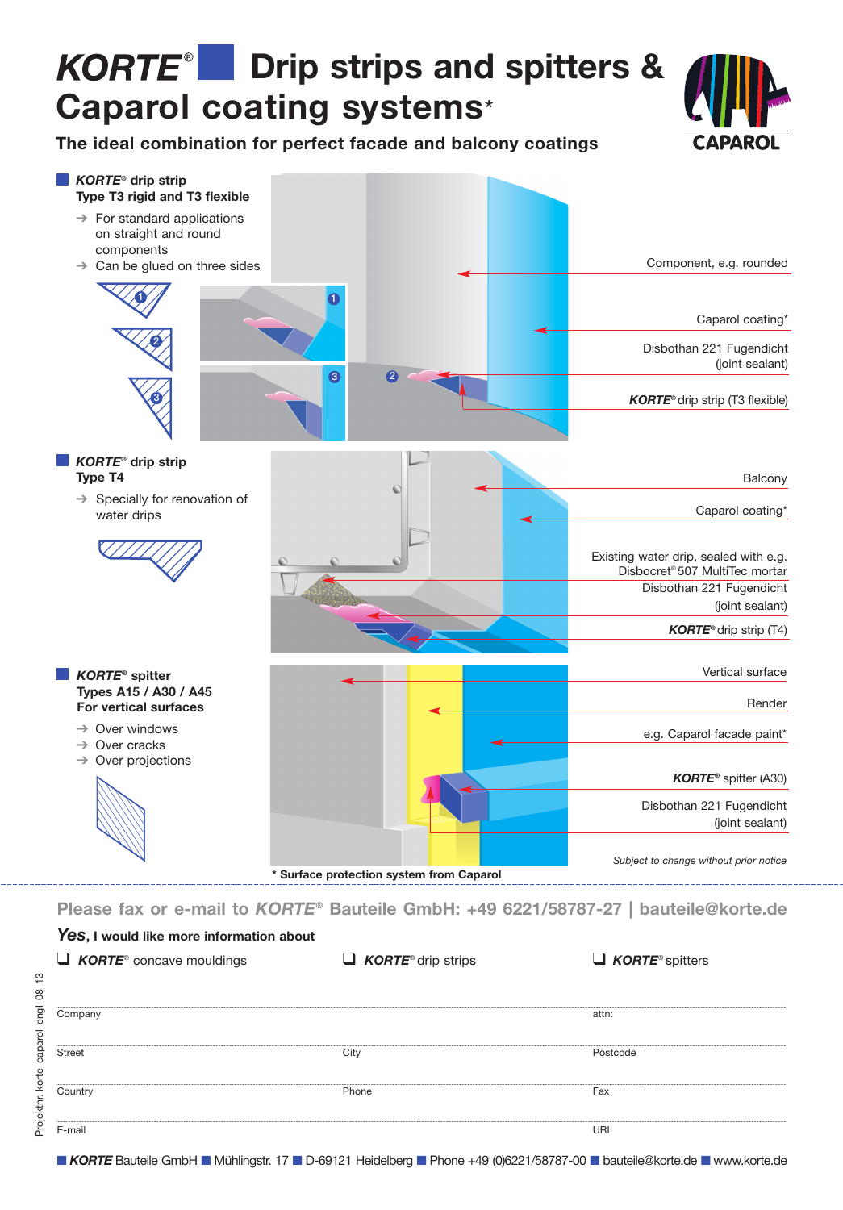# *KORTE*® Drip strips and spitters & Caparol coating systems*

**The ideal combination for perfect facade and balcony coatings**

CAPAROL

## *KORTE*® drip strip Type T3 rigid and T3 flexible

- For standard applications on straight and round components
- Can be glued on three sides

1 2 3

Component, e.g. rounded

Caparol coating*

Disbothan 221 Fugendicht (joint sealant)

*KORTE*® drip strip (T3 flexible)

## *KORTE*® drip strip Type T4

- Specially for renovation of water drips

Balcony

Caparol coating*

Existing water drip, sealed with e.g. Disbocret® 507 MultiTec mortar

Disbothan 221 Fugendicht (joint sealant)

*KORTE*® drip strip (T4)

## *KORTE*® spitter Types A15 / A30 / A45 For vertical surfaces

- Over windows
- Over cracks
- Over projections

Vertical surface

Render

e.g. Caparol facade paint*

*KORTE*® spitter (A30)

Disbothan 221 Fugendicht (joint sealant)

*Subject to change without prior notice*

**\* Surface protection system from Caparol**

---

**Please fax or e-mail to *KORTE*® Bauteile GmbH: +49 6221/58787-27 | bauteile@korte.de**

***Yes***, **I would like more information about**

❑ *KORTE*® concave mouldings ❑ *KORTE*® drip strips ❑ *KORTE*® spitters

| | | |
|---|---|---|
| Company | | attn: |
| Street | City | Postcode |
| Country | Phone | Fax |
| E-mail | | URL |

Projektnr. korte_caparol_engl_08_13

***KORTE*** Bauteile GmbH ■ Mühlingstr. 17 ■ D-69121 Heidelberg ■ Phone +49 (0)6221/58787-00 ■ bauteile@korte.de ■ www.korte.de